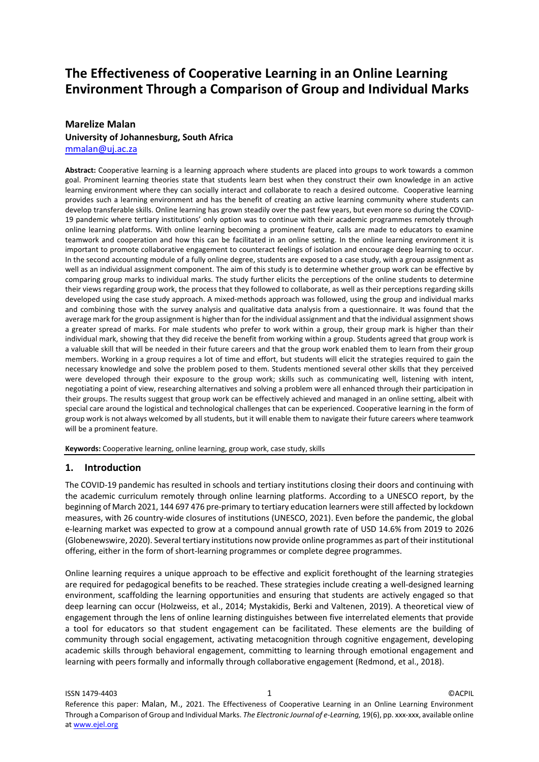# The Effectiveness of Cooperative Learning in an Online Learning Environment Through a Comparison of Group and Individual Marks

**Marelize Malan**
**University of Johannesburg, South Africa**
mmalan@uj.ac.za

**Abstract:** Cooperative learning is a learning approach where students are placed into groups to work towards a common goal. Prominent learning theories state that students learn best when they construct their own knowledge in an active learning environment where they can socially interact and collaborate to reach a desired outcome. Cooperative learning provides such a learning environment and has the benefit of creating an active learning community where students can develop transferable skills. Online learning has grown steadily over the past few years, but even more so during the COVID-19 pandemic where tertiary institutions' only option was to continue with their academic programmes remotely through online learning platforms. With online learning becoming a prominent feature, calls are made to educators to examine teamwork and cooperation and how this can be facilitated in an online setting. In the online learning environment it is important to promote collaborative engagement to counteract feelings of isolation and encourage deep learning to occur. In the second accounting module of a fully online degree, students are exposed to a case study, with a group assignment as well as an individual assignment component. The aim of this study is to determine whether group work can be effective by comparing group marks to individual marks. The study further elicits the perceptions of the online students to determine their views regarding group work, the process that they followed to collaborate, as well as their perceptions regarding skills developed using the case study approach. A mixed-methods approach was followed, using the group and individual marks and combining those with the survey analysis and qualitative data analysis from a questionnaire. It was found that the average mark for the group assignment is higher than for the individual assignment and that the individual assignment shows a greater spread of marks. For male students who prefer to work within a group, their group mark is higher than their individual mark, showing that they did receive the benefit from working within a group. Students agreed that group work is a valuable skill that will be needed in their future careers and that the group work enabled them to learn from their group members. Working in a group requires a lot of time and effort, but students will elicit the strategies required to gain the necessary knowledge and solve the problem posed to them. Students mentioned several other skills that they perceived were developed through their exposure to the group work; skills such as communicating well, listening with intent, negotiating a point of view, researching alternatives and solving a problem were all enhanced through their participation in their groups. The results suggest that group work can be effectively achieved and managed in an online setting, albeit with special care around the logistical and technological challenges that can be experienced. Cooperative learning in the form of group work is not always welcomed by all students, but it will enable them to navigate their future careers where teamwork will be a prominent feature.

**Keywords:** Cooperative learning, online learning, group work, case study, skills

## 1. Introduction

The COVID-19 pandemic has resulted in schools and tertiary institutions closing their doors and continuing with the academic curriculum remotely through online learning platforms. According to a UNESCO report, by the beginning of March 2021, 144 697 476 pre-primary to tertiary education learners were still affected by lockdown measures, with 26 country-wide closures of institutions (UNESCO, 2021). Even before the pandemic, the global e-learning market was expected to grow at a compound annual growth rate of USD 14.6% from 2019 to 2026 (Globenewswire, 2020). Several tertiary institutions now provide online programmes as part of their institutional offering, either in the form of short-learning programmes or complete degree programmes.

Online learning requires a unique approach to be effective and explicit forethought of the learning strategies are required for pedagogical benefits to be reached. These strategies include creating a well-designed learning environment, scaffolding the learning opportunities and ensuring that students are actively engaged so that deep learning can occur (Holzweiss, et al., 2014; Mystakidis, Berki and Valtenen, 2019). A theoretical view of engagement through the lens of online learning distinguishes between five interrelated elements that provide a tool for educators so that student engagement can be facilitated. These elements are the building of community through social engagement, activating metacognition through cognitive engagement, developing academic skills through behavioral engagement, committing to learning through emotional engagement and learning with peers formally and informally through collaborative engagement (Redmond, et al., 2018).

ISSN 1479-4403

Reference this paper: Malan, M., 2021. The Effectiveness of Cooperative Learning in an Online Learning Environment Through a Comparison of Group and Individual Marks. *The Electronic Journal of e-Learning,* 19(6), pp. xxx-xxx, available online at www.ejel.org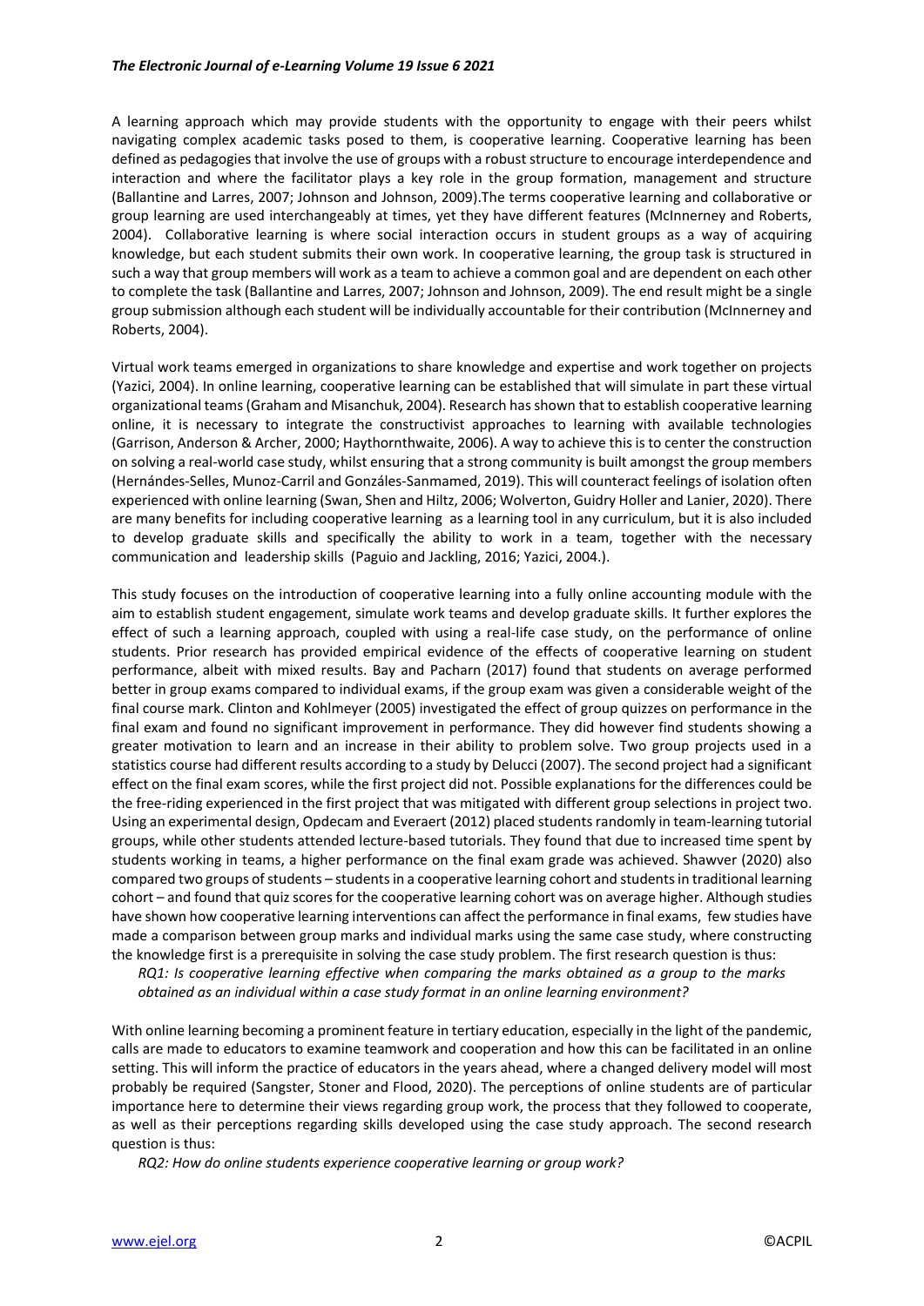A learning approach which may provide students with the opportunity to engage with their peers whilst navigating complex academic tasks posed to them, is cooperative learning. Cooperative learning has been defined as pedagogies that involve the use of groups with a robust structure to encourage interdependence and interaction and where the facilitator plays a key role in the group formation, management and structure (Ballantine and Larres, 2007; Johnson and Johnson, 2009).The terms cooperative learning and collaborative or group learning are used interchangeably at times, yet they have different features (McInnerney and Roberts, 2004). Collaborative learning is where social interaction occurs in student groups as a way of acquiring knowledge, but each student submits their own work. In cooperative learning, the group task is structured in such a way that group members will work as a team to achieve a common goal and are dependent on each other to complete the task (Ballantine and Larres, 2007; Johnson and Johnson, 2009). The end result might be a single group submission although each student will be individually accountable for their contribution (McInnerney and Roberts, 2004).

Virtual work teams emerged in organizations to share knowledge and expertise and work together on projects (Yazici, 2004). In online learning, cooperative learning can be established that will simulate in part these virtual organizational teams (Graham and Misanchuk, 2004). Research has shown that to establish cooperative learning online, it is necessary to integrate the constructivist approaches to learning with available technologies (Garrison, Anderson & Archer, 2000; Haythornthwaite, 2006). A way to achieve this is to center the construction on solving a real-world case study, whilst ensuring that a strong community is built amongst the group members (Hernándes-Selles, Munoz-Carril and Gonzáles-Sanmamed, 2019). This will counteract feelings of isolation often experienced with online learning (Swan, Shen and Hiltz, 2006; Wolverton, Guidry Holler and Lanier, 2020). There are many benefits for including cooperative learning as a learning tool in any curriculum, but it is also included to develop graduate skills and specifically the ability to work in a team, together with the necessary communication and leadership skills (Paguio and Jackling, 2016; Yazici, 2004.).

This study focuses on the introduction of cooperative learning into a fully online accounting module with the aim to establish student engagement, simulate work teams and develop graduate skills. It further explores the effect of such a learning approach, coupled with using a real-life case study, on the performance of online students. Prior research has provided empirical evidence of the effects of cooperative learning on student performance, albeit with mixed results. Bay and Pacharn (2017) found that students on average performed better in group exams compared to individual exams, if the group exam was given a considerable weight of the final course mark. Clinton and Kohlmeyer (2005) investigated the effect of group quizzes on performance in the final exam and found no significant improvement in performance. They did however find students showing a greater motivation to learn and an increase in their ability to problem solve. Two group projects used in a statistics course had different results according to a study by Delucci (2007). The second project had a significant effect on the final exam scores, while the first project did not. Possible explanations for the differences could be the free-riding experienced in the first project that was mitigated with different group selections in project two. Using an experimental design, Opdecam and Everaert (2012) placed students randomly in team-learning tutorial groups, while other students attended lecture-based tutorials. They found that due to increased time spent by students working in teams, a higher performance on the final exam grade was achieved. Shawver (2020) also compared two groups of students – students in a cooperative learning cohort and students in traditional learning cohort – and found that quiz scores for the cooperative learning cohort was on average higher. Although studies have shown how cooperative learning interventions can affect the performance in final exams, few studies have made a comparison between group marks and individual marks using the same case study, where constructing the knowledge first is a prerequisite in solving the case study problem. The first research question is thus:

*RQ1: Is cooperative learning effective when comparing the marks obtained as a group to the marks obtained as an individual within a case study format in an online learning environment?*

With online learning becoming a prominent feature in tertiary education, especially in the light of the pandemic, calls are made to educators to examine teamwork and cooperation and how this can be facilitated in an online setting. This will inform the practice of educators in the years ahead, where a changed delivery model will most probably be required (Sangster, Stoner and Flood, 2020). The perceptions of online students are of particular importance here to determine their views regarding group work, the process that they followed to cooperate, as well as their perceptions regarding skills developed using the case study approach. The second research question is thus:

*RQ2: How do online students experience cooperative learning or group work?*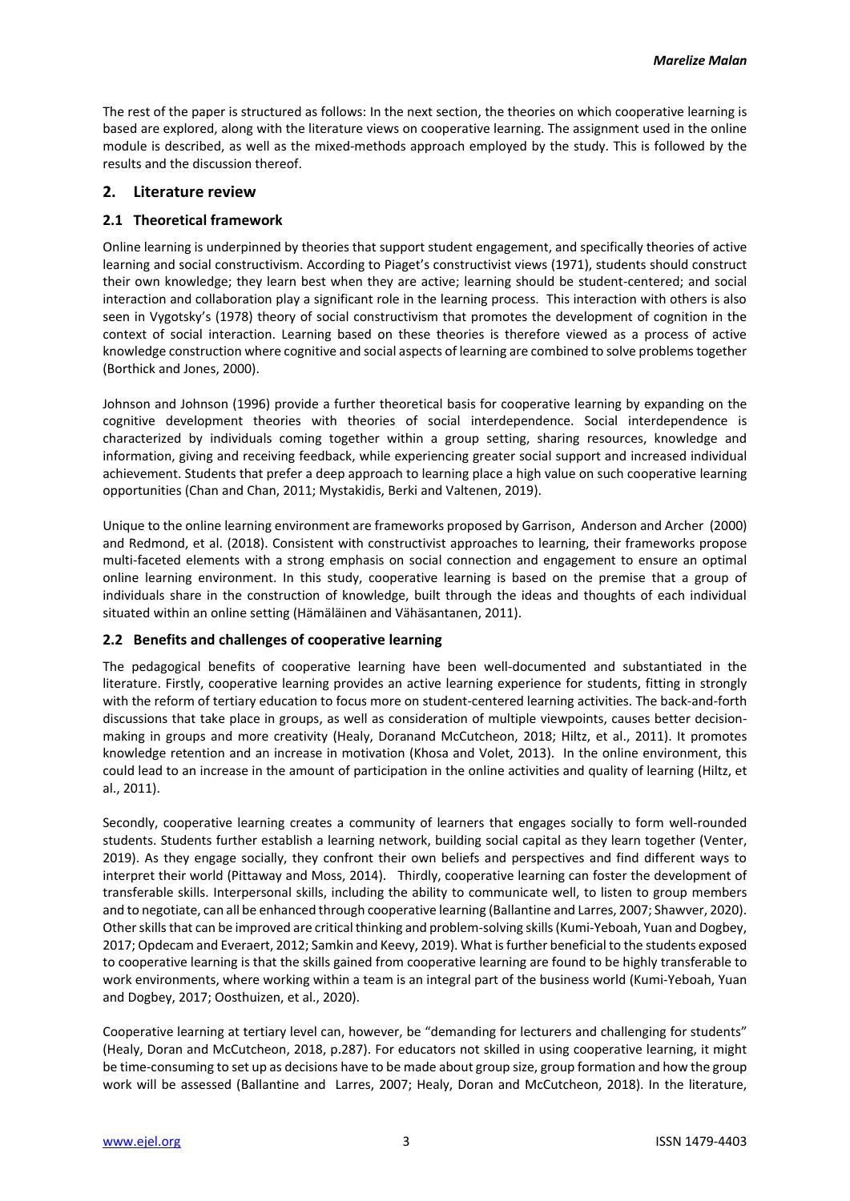The rest of the paper is structured as follows: In the next section, the theories on which cooperative learning is based are explored, along with the literature views on cooperative learning. The assignment used in the online module is described, as well as the mixed-methods approach employed by the study. This is followed by the results and the discussion thereof.

## 2. Literature review

### 2.1 Theoretical framework

Online learning is underpinned by theories that support student engagement, and specifically theories of active learning and social constructivism. According to Piaget's constructivist views (1971), students should construct their own knowledge; they learn best when they are active; learning should be student-centered; and social interaction and collaboration play a significant role in the learning process. This interaction with others is also seen in Vygotsky's (1978) theory of social constructivism that promotes the development of cognition in the context of social interaction. Learning based on these theories is therefore viewed as a process of active knowledge construction where cognitive and social aspects of learning are combined to solve problems together (Borthick and Jones, 2000).

Johnson and Johnson (1996) provide a further theoretical basis for cooperative learning by expanding on the cognitive development theories with theories of social interdependence. Social interdependence is characterized by individuals coming together within a group setting, sharing resources, knowledge and information, giving and receiving feedback, while experiencing greater social support and increased individual achievement. Students that prefer a deep approach to learning place a high value on such cooperative learning opportunities (Chan and Chan, 2011; Mystakidis, Berki and Valtenen, 2019).

Unique to the online learning environment are frameworks proposed by Garrison, Anderson and Archer (2000) and Redmond, et al. (2018). Consistent with constructivist approaches to learning, their frameworks propose multi-faceted elements with a strong emphasis on social connection and engagement to ensure an optimal online learning environment. In this study, cooperative learning is based on the premise that a group of individuals share in the construction of knowledge, built through the ideas and thoughts of each individual situated within an online setting (Hämäläinen and Vähäsantanen, 2011).

### 2.2 Benefits and challenges of cooperative learning

The pedagogical benefits of cooperative learning have been well-documented and substantiated in the literature. Firstly, cooperative learning provides an active learning experience for students, fitting in strongly with the reform of tertiary education to focus more on student-centered learning activities. The back-and-forth discussions that take place in groups, as well as consideration of multiple viewpoints, causes better decision-making in groups and more creativity (Healy, Doranand McCutcheon, 2018; Hiltz, et al., 2011). It promotes knowledge retention and an increase in motivation (Khosa and Volet, 2013). In the online environment, this could lead to an increase in the amount of participation in the online activities and quality of learning (Hiltz, et al., 2011).

Secondly, cooperative learning creates a community of learners that engages socially to form well-rounded students. Students further establish a learning network, building social capital as they learn together (Venter, 2019). As they engage socially, they confront their own beliefs and perspectives and find different ways to interpret their world (Pittaway and Moss, 2014). Thirdly, cooperative learning can foster the development of transferable skills. Interpersonal skills, including the ability to communicate well, to listen to group members and to negotiate, can all be enhanced through cooperative learning (Ballantine and Larres, 2007; Shawver, 2020). Other skills that can be improved are critical thinking and problem-solving skills (Kumi-Yeboah, Yuan and Dogbey, 2017; Opdecam and Everaert, 2012; Samkin and Keevy, 2019). What is further beneficial to the students exposed to cooperative learning is that the skills gained from cooperative learning are found to be highly transferable to work environments, where working within a team is an integral part of the business world (Kumi-Yeboah, Yuan and Dogbey, 2017; Oosthuizen, et al., 2020).

Cooperative learning at tertiary level can, however, be "demanding for lecturers and challenging for students" (Healy, Doran and McCutcheon, 2018, p.287). For educators not skilled in using cooperative learning, it might be time-consuming to set up as decisions have to be made about group size, group formation and how the group work will be assessed (Ballantine and Larres, 2007; Healy, Doran and McCutcheon, 2018). In the literature,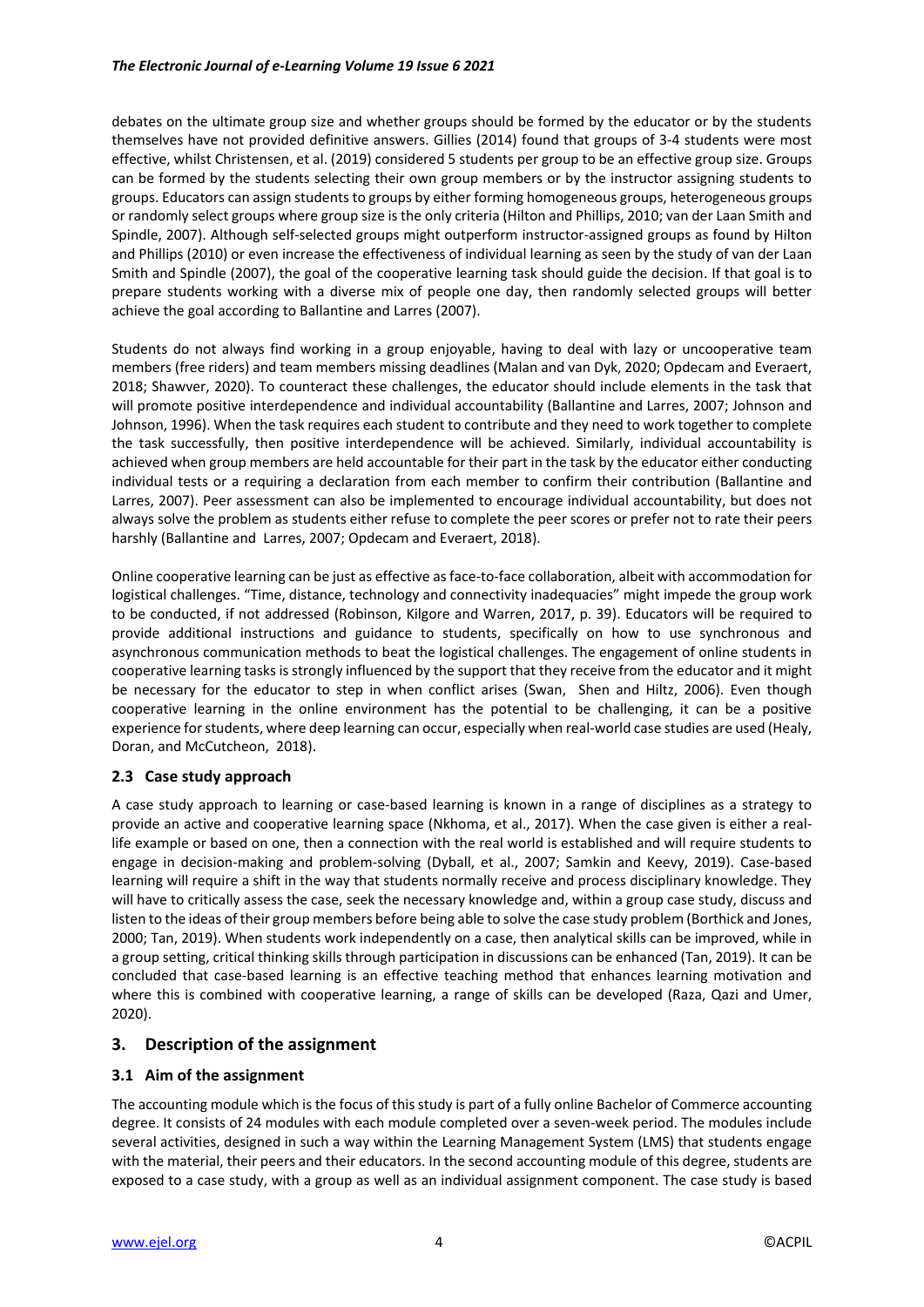debates on the ultimate group size and whether groups should be formed by the educator or by the students themselves have not provided definitive answers. Gillies (2014) found that groups of 3-4 students were most effective, whilst Christensen, et al. (2019) considered 5 students per group to be an effective group size. Groups can be formed by the students selecting their own group members or by the instructor assigning students to groups. Educators can assign students to groups by either forming homogeneous groups, heterogeneous groups or randomly select groups where group size is the only criteria (Hilton and Phillips, 2010; van der Laan Smith and Spindle, 2007). Although self-selected groups might outperform instructor-assigned groups as found by Hilton and Phillips (2010) or even increase the effectiveness of individual learning as seen by the study of van der Laan Smith and Spindle (2007), the goal of the cooperative learning task should guide the decision. If that goal is to prepare students working with a diverse mix of people one day, then randomly selected groups will better achieve the goal according to Ballantine and Larres (2007).

Students do not always find working in a group enjoyable, having to deal with lazy or uncooperative team members (free riders) and team members missing deadlines (Malan and van Dyk, 2020; Opdecam and Everaert, 2018; Shawver, 2020). To counteract these challenges, the educator should include elements in the task that will promote positive interdependence and individual accountability (Ballantine and Larres, 2007; Johnson and Johnson, 1996). When the task requires each student to contribute and they need to work together to complete the task successfully, then positive interdependence will be achieved. Similarly, individual accountability is achieved when group members are held accountable for their part in the task by the educator either conducting individual tests or a requiring a declaration from each member to confirm their contribution (Ballantine and Larres, 2007). Peer assessment can also be implemented to encourage individual accountability, but does not always solve the problem as students either refuse to complete the peer scores or prefer not to rate their peers harshly (Ballantine and Larres, 2007; Opdecam and Everaert, 2018).

Online cooperative learning can be just as effective as face-to-face collaboration, albeit with accommodation for logistical challenges. "Time, distance, technology and connectivity inadequacies" might impede the group work to be conducted, if not addressed (Robinson, Kilgore and Warren, 2017, p. 39). Educators will be required to provide additional instructions and guidance to students, specifically on how to use synchronous and asynchronous communication methods to beat the logistical challenges. The engagement of online students in cooperative learning tasks is strongly influenced by the support that they receive from the educator and it might be necessary for the educator to step in when conflict arises (Swan, Shen and Hiltz, 2006). Even though cooperative learning in the online environment has the potential to be challenging, it can be a positive experience for students, where deep learning can occur, especially when real-world case studies are used (Healy, Doran, and McCutcheon, 2018).

### 2.3 Case study approach

A case study approach to learning or case-based learning is known in a range of disciplines as a strategy to provide an active and cooperative learning space (Nkhoma, et al., 2017). When the case given is either a real-life example or based on one, then a connection with the real world is established and will require students to engage in decision-making and problem-solving (Dyball, et al., 2007; Samkin and Keevy, 2019). Case-based learning will require a shift in the way that students normally receive and process disciplinary knowledge. They will have to critically assess the case, seek the necessary knowledge and, within a group case study, discuss and listen to the ideas of their group members before being able to solve the case study problem (Borthick and Jones, 2000; Tan, 2019). When students work independently on a case, then analytical skills can be improved, while in a group setting, critical thinking skills through participation in discussions can be enhanced (Tan, 2019). It can be concluded that case-based learning is an effective teaching method that enhances learning motivation and where this is combined with cooperative learning, a range of skills can be developed (Raza, Qazi and Umer, 2020).

## 3. Description of the assignment

### 3.1 Aim of the assignment

The accounting module which is the focus of this study is part of a fully online Bachelor of Commerce accounting degree. It consists of 24 modules with each module completed over a seven-week period. The modules include several activities, designed in such a way within the Learning Management System (LMS) that students engage with the material, their peers and their educators. In the second accounting module of this degree, students are exposed to a case study, with a group as well as an individual assignment component. The case study is based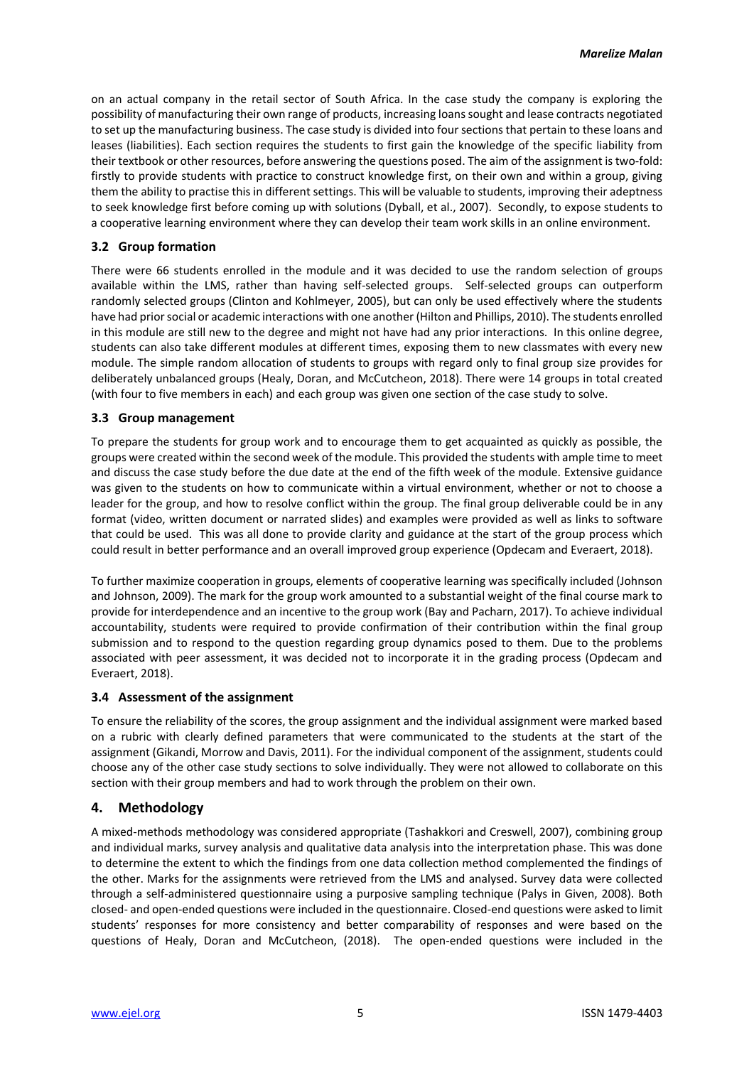on an actual company in the retail sector of South Africa. In the case study the company is exploring the possibility of manufacturing their own range of products, increasing loans sought and lease contracts negotiated to set up the manufacturing business. The case study is divided into four sections that pertain to these loans and leases (liabilities). Each section requires the students to first gain the knowledge of the specific liability from their textbook or other resources, before answering the questions posed. The aim of the assignment is two-fold: firstly to provide students with practice to construct knowledge first, on their own and within a group, giving them the ability to practise this in different settings. This will be valuable to students, improving their adeptness to seek knowledge first before coming up with solutions (Dyball, et al., 2007). Secondly, to expose students to a cooperative learning environment where they can develop their team work skills in an online environment.

### 3.2 Group formation

There were 66 students enrolled in the module and it was decided to use the random selection of groups available within the LMS, rather than having self-selected groups. Self-selected groups can outperform randomly selected groups (Clinton and Kohlmeyer, 2005), but can only be used effectively where the students have had prior social or academic interactions with one another (Hilton and Phillips, 2010). The students enrolled in this module are still new to the degree and might not have had any prior interactions. In this online degree, students can also take different modules at different times, exposing them to new classmates with every new module. The simple random allocation of students to groups with regard only to final group size provides for deliberately unbalanced groups (Healy, Doran, and McCutcheon, 2018). There were 14 groups in total created (with four to five members in each) and each group was given one section of the case study to solve.

### 3.3 Group management

To prepare the students for group work and to encourage them to get acquainted as quickly as possible, the groups were created within the second week of the module. This provided the students with ample time to meet and discuss the case study before the due date at the end of the fifth week of the module. Extensive guidance was given to the students on how to communicate within a virtual environment, whether or not to choose a leader for the group, and how to resolve conflict within the group. The final group deliverable could be in any format (video, written document or narrated slides) and examples were provided as well as links to software that could be used. This was all done to provide clarity and guidance at the start of the group process which could result in better performance and an overall improved group experience (Opdecam and Everaert, 2018).

To further maximize cooperation in groups, elements of cooperative learning was specifically included (Johnson and Johnson, 2009). The mark for the group work amounted to a substantial weight of the final course mark to provide for interdependence and an incentive to the group work (Bay and Pacharn, 2017). To achieve individual accountability, students were required to provide confirmation of their contribution within the final group submission and to respond to the question regarding group dynamics posed to them. Due to the problems associated with peer assessment, it was decided not to incorporate it in the grading process (Opdecam and Everaert, 2018).

### 3.4 Assessment of the assignment

To ensure the reliability of the scores, the group assignment and the individual assignment were marked based on a rubric with clearly defined parameters that were communicated to the students at the start of the assignment (Gikandi, Morrow and Davis, 2011). For the individual component of the assignment, students could choose any of the other case study sections to solve individually. They were not allowed to collaborate on this section with their group members and had to work through the problem on their own.

## 4. Methodology

A mixed-methods methodology was considered appropriate (Tashakkori and Creswell, 2007), combining group and individual marks, survey analysis and qualitative data analysis into the interpretation phase. This was done to determine the extent to which the findings from one data collection method complemented the findings of the other. Marks for the assignments were retrieved from the LMS and analysed. Survey data were collected through a self-administered questionnaire using a purposive sampling technique (Palys in Given, 2008). Both closed- and open-ended questions were included in the questionnaire. Closed-end questions were asked to limit students' responses for more consistency and better comparability of responses and were based on the questions of Healy, Doran and McCutcheon, (2018). The open-ended questions were included in the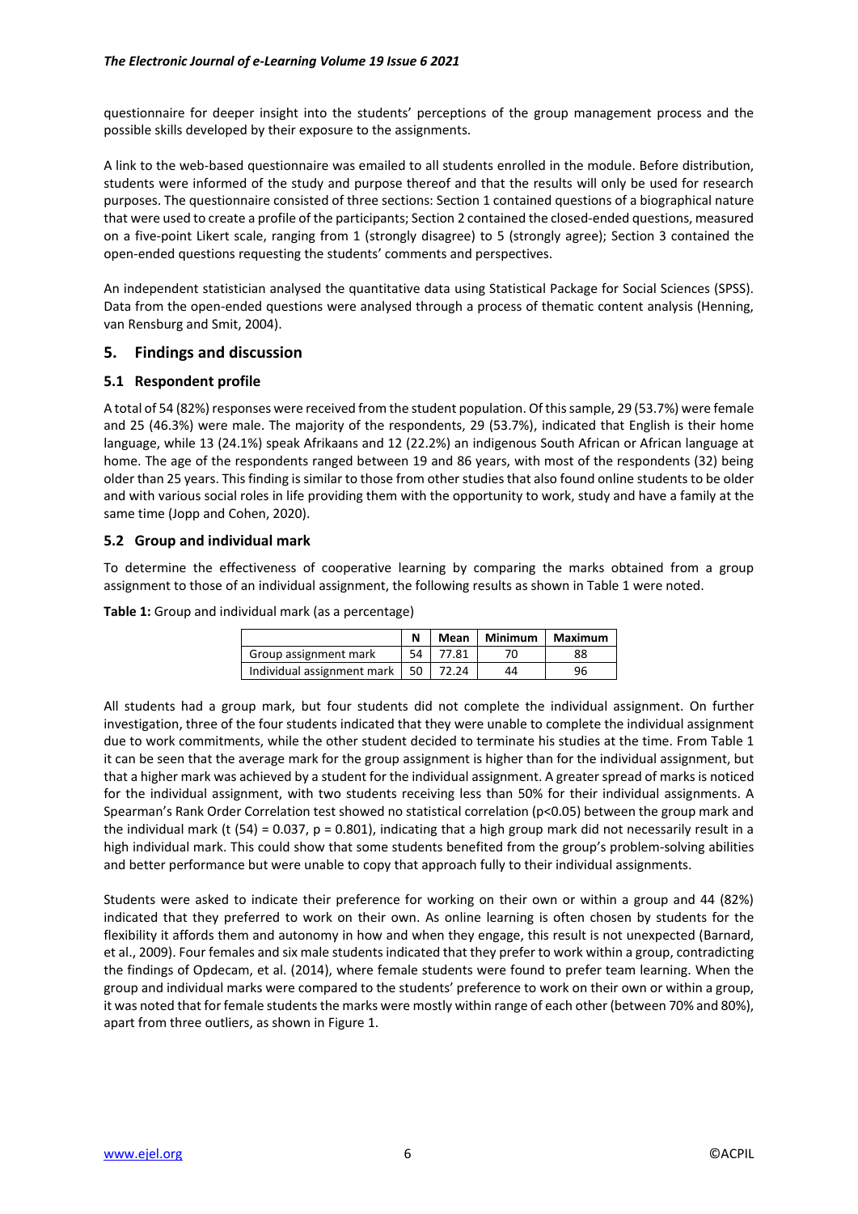questionnaire for deeper insight into the students' perceptions of the group management process and the possible skills developed by their exposure to the assignments.

A link to the web-based questionnaire was emailed to all students enrolled in the module. Before distribution, students were informed of the study and purpose thereof and that the results will only be used for research purposes. The questionnaire consisted of three sections: Section 1 contained questions of a biographical nature that were used to create a profile of the participants; Section 2 contained the closed-ended questions, measured on a five-point Likert scale, ranging from 1 (strongly disagree) to 5 (strongly agree); Section 3 contained the open-ended questions requesting the students' comments and perspectives.

An independent statistician analysed the quantitative data using Statistical Package for Social Sciences (SPSS). Data from the open-ended questions were analysed through a process of thematic content analysis (Henning, van Rensburg and Smit, 2004).

## 5. Findings and discussion

### 5.1 Respondent profile

A total of 54 (82%) responses were received from the student population. Of this sample, 29 (53.7%) were female and 25 (46.3%) were male. The majority of the respondents, 29 (53.7%), indicated that English is their home language, while 13 (24.1%) speak Afrikaans and 12 (22.2%) an indigenous South African or African language at home. The age of the respondents ranged between 19 and 86 years, with most of the respondents (32) being older than 25 years. This finding is similar to those from other studies that also found online students to be older and with various social roles in life providing them with the opportunity to work, study and have a family at the same time (Jopp and Cohen, 2020).

### 5.2 Group and individual mark

To determine the effectiveness of cooperative learning by comparing the marks obtained from a group assignment to those of an individual assignment, the following results as shown in Table 1 were noted.

**Table 1:** Group and individual mark (as a percentage)

| | N | Mean | Minimum | Maximum |
|---|---|---|---|---|
| Group assignment mark | 54 | 77.81 | 70 | 88 |
| Individual assignment mark | 50 | 72.24 | 44 | 96 |

All students had a group mark, but four students did not complete the individual assignment. On further investigation, three of the four students indicated that they were unable to complete the individual assignment due to work commitments, while the other student decided to terminate his studies at the time. From Table 1 it can be seen that the average mark for the group assignment is higher than for the individual assignment, but that a higher mark was achieved by a student for the individual assignment. A greater spread of marks is noticed for the individual assignment, with two students receiving less than 50% for their individual assignments. A Spearman's Rank Order Correlation test showed no statistical correlation ($p<0.05$) between the group mark and the individual mark ($t$ (54) = 0.037, $p$ = 0.801), indicating that a high group mark did not necessarily result in a high individual mark. This could show that some students benefited from the group's problem-solving abilities and better performance but were unable to copy that approach fully to their individual assignments.

Students were asked to indicate their preference for working on their own or within a group and 44 (82%) indicated that they preferred to work on their own. As online learning is often chosen by students for the flexibility it affords them and autonomy in how and when they engage, this result is not unexpected (Barnard, et al., 2009). Four females and six male students indicated that they prefer to work within a group, contradicting the findings of Opdecam, et al. (2014), where female students were found to prefer team learning. When the group and individual marks were compared to the students' preference to work on their own or within a group, it was noted that for female students the marks were mostly within range of each other (between 70% and 80%), apart from three outliers, as shown in Figure 1.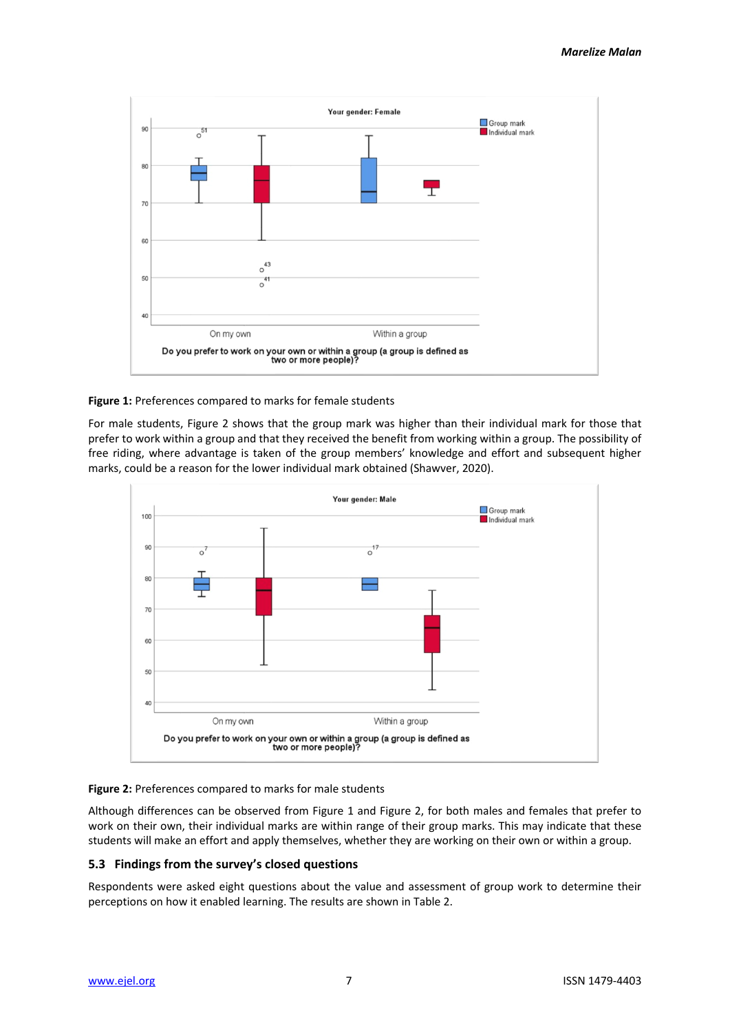Your gender: Female

Group mark
Individual mark

90
80
70
60
50
40

51
43
41

On my own
Within a group

Do you prefer to work on your own or within a group (a group is defined as two or more people)?

**Figure 1:** Preferences compared to marks for female students

For male students, Figure 2 shows that the group mark was higher than their individual mark for those that prefer to work within a group and that they received the benefit from working within a group. The possibility of free riding, where advantage is taken of the group members' knowledge and effort and subsequent higher marks, could be a reason for the lower individual mark obtained (Shawver, 2020).

Your gender: Male

Group mark
Individual mark

100
90
80
70
60
50
40

7
17

On my own
Within a group

Do you prefer to work on your own or within a group (a group is defined as two or more people)?

**Figure 2:** Preferences compared to marks for male students

Although differences can be observed from Figure 1 and Figure 2, for both males and females that prefer to work on their own, their individual marks are within range of their group marks. This may indicate that these students will make an effort and apply themselves, whether they are working on their own or within a group.

### 5.3 Findings from the survey's closed questions

Respondents were asked eight questions about the value and assessment of group work to determine their perceptions on how it enabled learning. The results are shown in Table 2.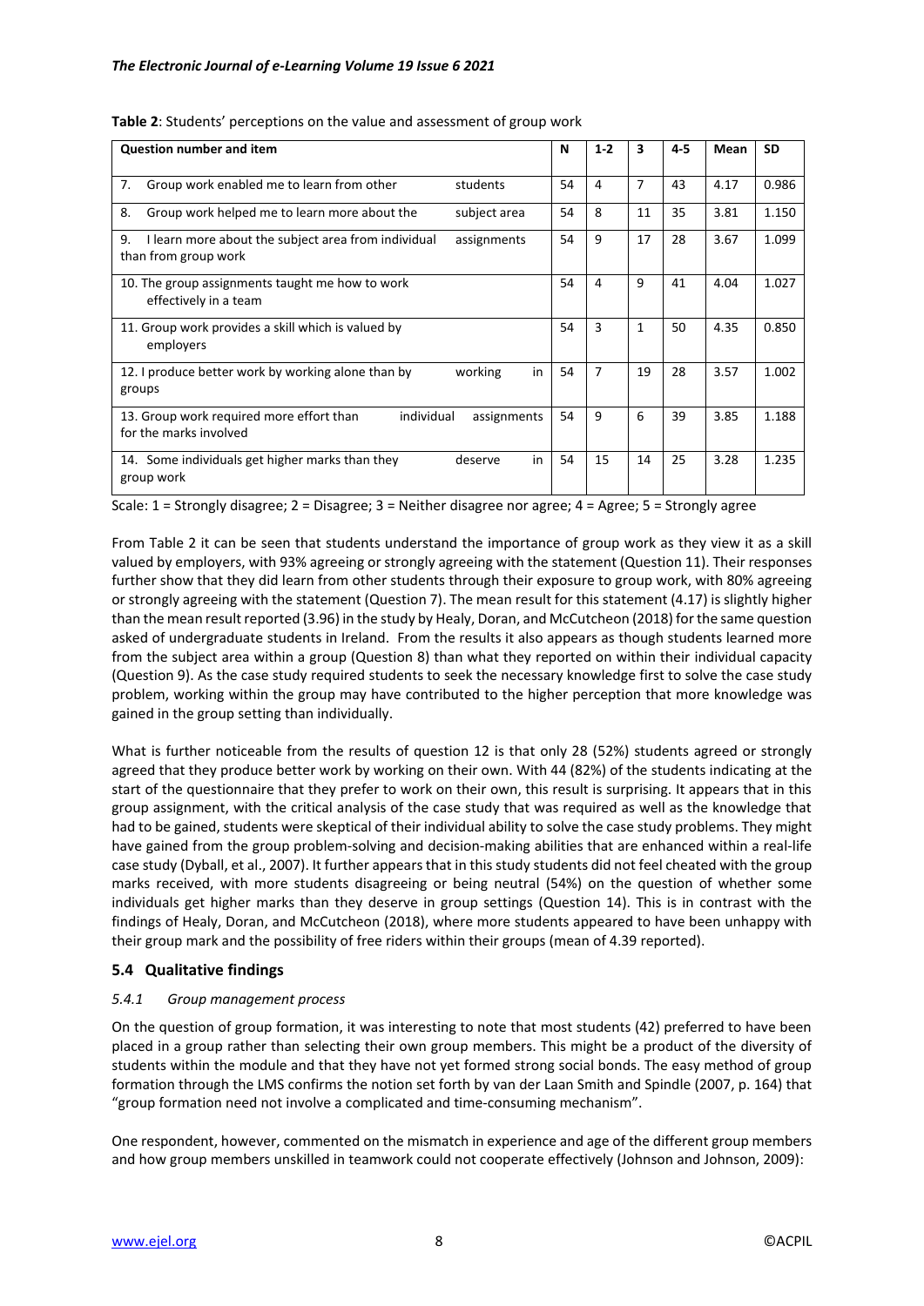**Table 2**: Students' perceptions on the value and assessment of group work

| Question number and item | N | 1-2 | 3 | 4-5 | Mean | SD |
|---|---|---|---|---|---|---|
| 7. Group work enabled me to learn from other students | 54 | 4 | 7 | 43 | 4.17 | 0.986 |
| 8. Group work helped me to learn more about the subject area | 54 | 8 | 11 | 35 | 3.81 | 1.150 |
| 9. I learn more about the subject area from individual assignments than from group work | 54 | 9 | 17 | 28 | 3.67 | 1.099 |
| 10. The group assignments taught me how to work effectively in a team | 54 | 4 | 9 | 41 | 4.04 | 1.027 |
| 11. Group work provides a skill which is valued by employers | 54 | 3 | 1 | 50 | 4.35 | 0.850 |
| 12. I produce better work by working alone than by working in groups | 54 | 7 | 19 | 28 | 3.57 | 1.002 |
| 13. Group work required more effort than individual assignments for the marks involved | 54 | 9 | 6 | 39 | 3.85 | 1.188 |
| 14. Some individuals get higher marks than they deserve in group work | 54 | 15 | 14 | 25 | 3.28 | 1.235 |

Scale: 1 = Strongly disagree; 2 = Disagree; 3 = Neither disagree nor agree; 4 = Agree; 5 = Strongly agree

From Table 2 it can be seen that students understand the importance of group work as they view it as a skill valued by employers, with 93% agreeing or strongly agreeing with the statement (Question 11). Their responses further show that they did learn from other students through their exposure to group work, with 80% agreeing or strongly agreeing with the statement (Question 7). The mean result for this statement (4.17) is slightly higher than the mean result reported (3.96) in the study by Healy, Doran, and McCutcheon (2018) for the same question asked of undergraduate students in Ireland. From the results it also appears as though students learned more from the subject area within a group (Question 8) than what they reported on within their individual capacity (Question 9). As the case study required students to seek the necessary knowledge first to solve the case study problem, working within the group may have contributed to the higher perception that more knowledge was gained in the group setting than individually.

What is further noticeable from the results of question 12 is that only 28 (52%) students agreed or strongly agreed that they produce better work by working on their own. With 44 (82%) of the students indicating at the start of the questionnaire that they prefer to work on their own, this result is surprising. It appears that in this group assignment, with the critical analysis of the case study that was required as well as the knowledge that had to be gained, students were skeptical of their individual ability to solve the case study problems. They might have gained from the group problem-solving and decision-making abilities that are enhanced within a real-life case study (Dyball, et al., 2007). It further appears that in this study students did not feel cheated with the group marks received, with more students disagreeing or being neutral (54%) on the question of whether some individuals get higher marks than they deserve in group settings (Question 14). This is in contrast with the findings of Healy, Doran, and McCutcheon (2018), where more students appeared to have been unhappy with their group mark and the possibility of free riders within their groups (mean of 4.39 reported).

## 5.4 Qualitative findings

### *5.4.1 Group management process*

On the question of group formation, it was interesting to note that most students (42) preferred to have been placed in a group rather than selecting their own group members. This might be a product of the diversity of students within the module and that they have not yet formed strong social bonds. The easy method of group formation through the LMS confirms the notion set forth by van der Laan Smith and Spindle (2007, p. 164) that "group formation need not involve a complicated and time-consuming mechanism".

One respondent, however, commented on the mismatch in experience and age of the different group members and how group members unskilled in teamwork could not cooperate effectively (Johnson and Johnson, 2009):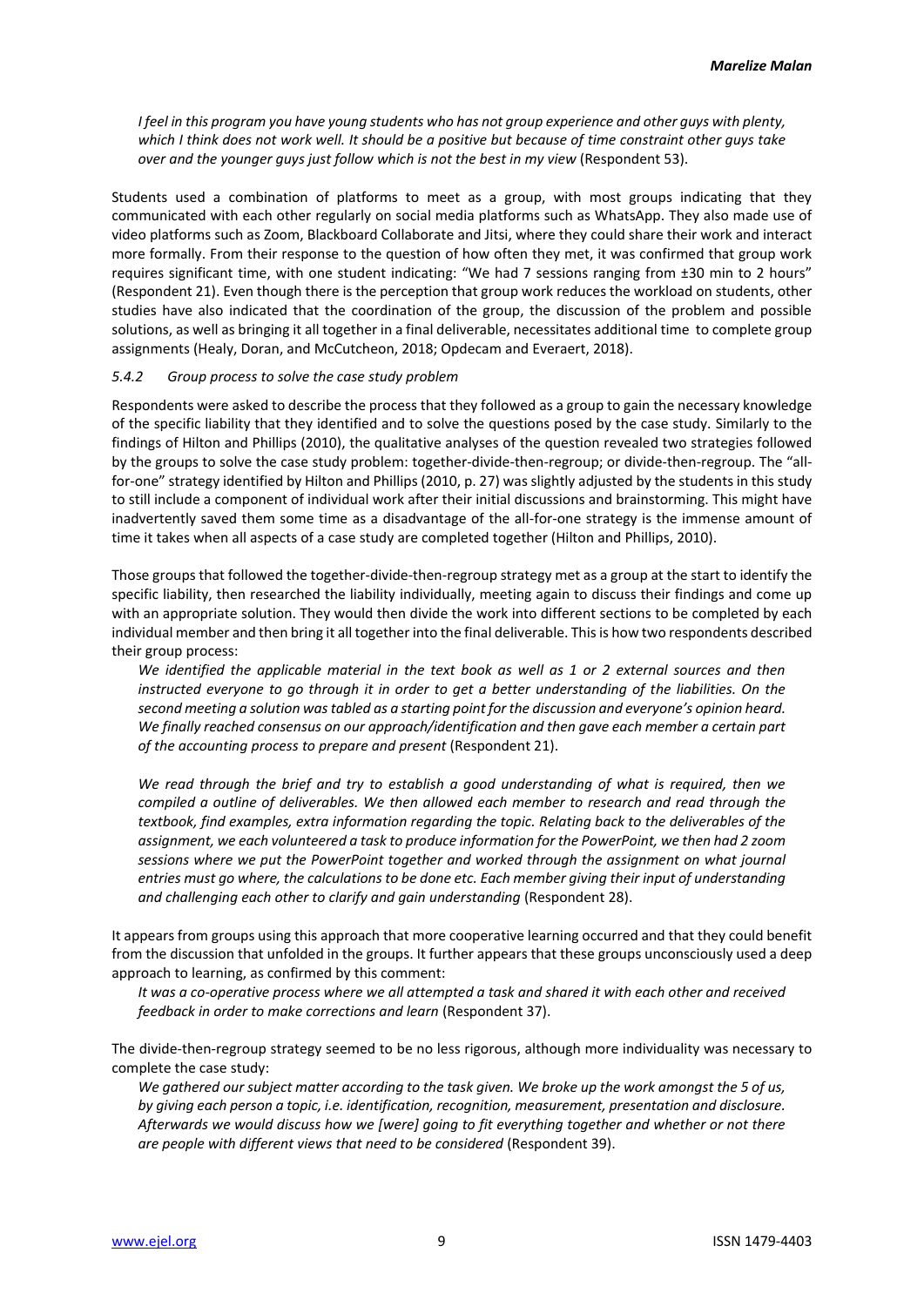*I feel in this program you have young students who has not group experience and other guys with plenty, which I think does not work well. It should be a positive but because of time constraint other guys take over and the younger guys just follow which is not the best in my view* (Respondent 53).

Students used a combination of platforms to meet as a group, with most groups indicating that they communicated with each other regularly on social media platforms such as WhatsApp. They also made use of video platforms such as Zoom, Blackboard Collaborate and Jitsi, where they could share their work and interact more formally. From their response to the question of how often they met, it was confirmed that group work requires significant time, with one student indicating: "We had 7 sessions ranging from ±30 min to 2 hours" (Respondent 21). Even though there is the perception that group work reduces the workload on students, other studies have also indicated that the coordination of the group, the discussion of the problem and possible solutions, as well as bringing it all together in a final deliverable, necessitates additional time to complete group assignments (Healy, Doran, and McCutcheon, 2018; Opdecam and Everaert, 2018).

#### *5.4.2 Group process to solve the case study problem*

Respondents were asked to describe the process that they followed as a group to gain the necessary knowledge of the specific liability that they identified and to solve the questions posed by the case study. Similarly to the findings of Hilton and Phillips (2010), the qualitative analyses of the question revealed two strategies followed by the groups to solve the case study problem: together-divide-then-regroup; or divide-then-regroup. The "all-for-one" strategy identified by Hilton and Phillips (2010, p. 27) was slightly adjusted by the students in this study to still include a component of individual work after their initial discussions and brainstorming. This might have inadvertently saved them some time as a disadvantage of the all-for-one strategy is the immense amount of time it takes when all aspects of a case study are completed together (Hilton and Phillips, 2010).

Those groups that followed the together-divide-then-regroup strategy met as a group at the start to identify the specific liability, then researched the liability individually, meeting again to discuss their findings and come up with an appropriate solution. They would then divide the work into different sections to be completed by each individual member and then bring it all together into the final deliverable. This is how two respondents described their group process:

> *We identified the applicable material in the text book as well as 1 or 2 external sources and then instructed everyone to go through it in order to get a better understanding of the liabilities. On the second meeting a solution was tabled as a starting point for the discussion and everyone's opinion heard. We finally reached consensus on our approach/identification and then gave each member a certain part of the accounting process to prepare and present* (Respondent 21).

> *We read through the brief and try to establish a good understanding of what is required, then we compiled a outline of deliverables. We then allowed each member to research and read through the textbook, find examples, extra information regarding the topic. Relating back to the deliverables of the assignment, we each volunteered a task to produce information for the PowerPoint, we then had 2 zoom sessions where we put the PowerPoint together and worked through the assignment on what journal entries must go where, the calculations to be done etc. Each member giving their input of understanding and challenging each other to clarify and gain understanding* (Respondent 28).

It appears from groups using this approach that more cooperative learning occurred and that they could benefit from the discussion that unfolded in the groups. It further appears that these groups unconsciously used a deep approach to learning, as confirmed by this comment:

> *It was a co-operative process where we all attempted a task and shared it with each other and received feedback in order to make corrections and learn* (Respondent 37).

The divide-then-regroup strategy seemed to be no less rigorous, although more individuality was necessary to complete the case study:

> *We gathered our subject matter according to the task given. We broke up the work amongst the 5 of us, by giving each person a topic, i.e. identification, recognition, measurement, presentation and disclosure. Afterwards we would discuss how we [were] going to fit everything together and whether or not there are people with different views that need to be considered* (Respondent 39).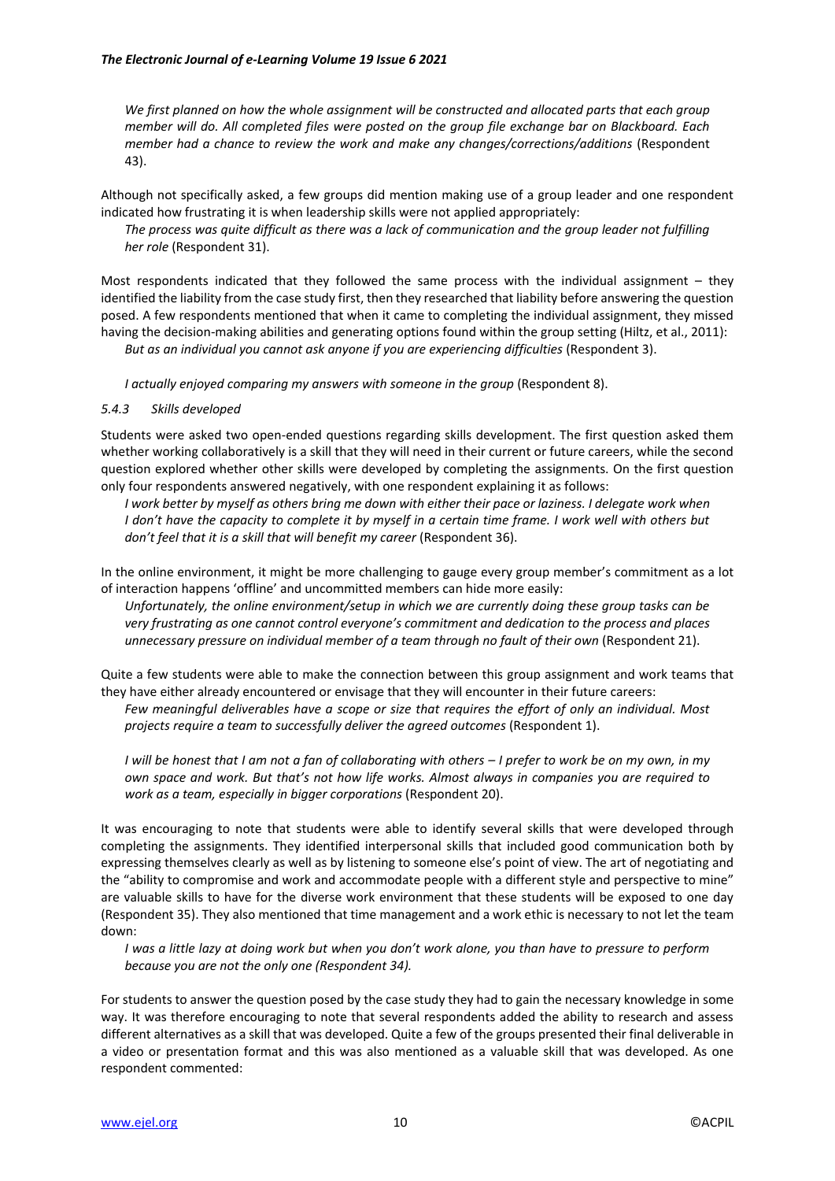*We first planned on how the whole assignment will be constructed and allocated parts that each group member will do. All completed files were posted on the group file exchange bar on Blackboard. Each member had a chance to review the work and make any changes/corrections/additions* (Respondent 43).

Although not specifically asked, a few groups did mention making use of a group leader and one respondent indicated how frustrating it is when leadership skills were not applied appropriately:

*The process was quite difficult as there was a lack of communication and the group leader not fulfilling her role* (Respondent 31).

Most respondents indicated that they followed the same process with the individual assignment – they identified the liability from the case study first, then they researched that liability before answering the question posed. A few respondents mentioned that when it came to completing the individual assignment, they missed having the decision-making abilities and generating options found within the group setting (Hiltz, et al., 2011):

*But as an individual you cannot ask anyone if you are experiencing difficulties* (Respondent 3).

*I actually enjoyed comparing my answers with someone in the group* (Respondent 8).

#### *5.4.3 Skills developed*

Students were asked two open-ended questions regarding skills development. The first question asked them whether working collaboratively is a skill that they will need in their current or future careers, while the second question explored whether other skills were developed by completing the assignments. On the first question only four respondents answered negatively, with one respondent explaining it as follows:

*I work better by myself as others bring me down with either their pace or laziness. I delegate work when I don't have the capacity to complete it by myself in a certain time frame. I work well with others but don't feel that it is a skill that will benefit my career* (Respondent 36).

In the online environment, it might be more challenging to gauge every group member's commitment as a lot of interaction happens 'offline' and uncommitted members can hide more easily:

*Unfortunately, the online environment/setup in which we are currently doing these group tasks can be very frustrating as one cannot control everyone's commitment and dedication to the process and places unnecessary pressure on individual member of a team through no fault of their own* (Respondent 21).

Quite a few students were able to make the connection between this group assignment and work teams that they have either already encountered or envisage that they will encounter in their future careers:

*Few meaningful deliverables have a scope or size that requires the effort of only an individual. Most projects require a team to successfully deliver the agreed outcomes* (Respondent 1).

*I will be honest that I am not a fan of collaborating with others – I prefer to work be on my own, in my own space and work. But that's not how life works. Almost always in companies you are required to work as a team, especially in bigger corporations* (Respondent 20).

It was encouraging to note that students were able to identify several skills that were developed through completing the assignments. They identified interpersonal skills that included good communication both by expressing themselves clearly as well as by listening to someone else's point of view. The art of negotiating and the "ability to compromise and work and accommodate people with a different style and perspective to mine" are valuable skills to have for the diverse work environment that these students will be exposed to one day (Respondent 35). They also mentioned that time management and a work ethic is necessary to not let the team down:

*I was a little lazy at doing work but when you don't work alone, you than have to pressure to perform because you are not the only one (Respondent 34).*

For students to answer the question posed by the case study they had to gain the necessary knowledge in some way. It was therefore encouraging to note that several respondents added the ability to research and assess different alternatives as a skill that was developed. Quite a few of the groups presented their final deliverable in a video or presentation format and this was also mentioned as a valuable skill that was developed. As one respondent commented: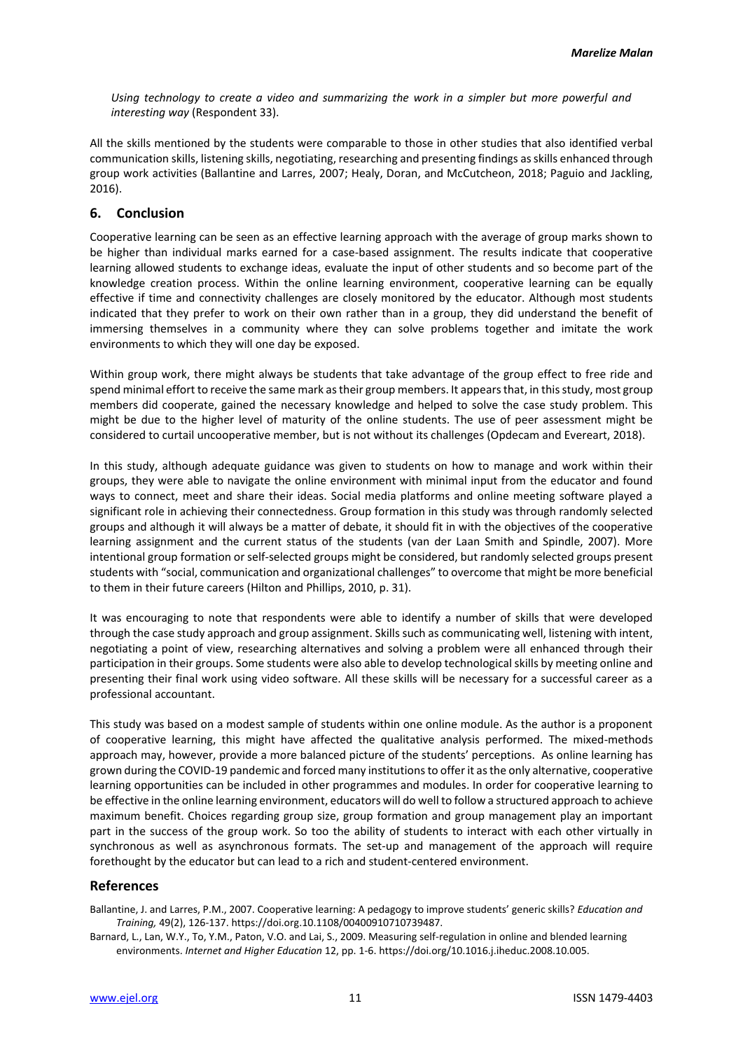*Using technology to create a video and summarizing the work in a simpler but more powerful and interesting way* (Respondent 33).

All the skills mentioned by the students were comparable to those in other studies that also identified verbal communication skills, listening skills, negotiating, researching and presenting findings as skills enhanced through group work activities (Ballantine and Larres, 2007; Healy, Doran, and McCutcheon, 2018; Paguio and Jackling, 2016).

## 6. Conclusion

Cooperative learning can be seen as an effective learning approach with the average of group marks shown to be higher than individual marks earned for a case-based assignment. The results indicate that cooperative learning allowed students to exchange ideas, evaluate the input of other students and so become part of the knowledge creation process. Within the online learning environment, cooperative learning can be equally effective if time and connectivity challenges are closely monitored by the educator. Although most students indicated that they prefer to work on their own rather than in a group, they did understand the benefit of immersing themselves in a community where they can solve problems together and imitate the work environments to which they will one day be exposed.

Within group work, there might always be students that take advantage of the group effect to free ride and spend minimal effort to receive the same mark as their group members. It appears that, in this study, most group members did cooperate, gained the necessary knowledge and helped to solve the case study problem. This might be due to the higher level of maturity of the online students. The use of peer assessment might be considered to curtail uncooperative member, but is not without its challenges (Opdecam and Evereart, 2018).

In this study, although adequate guidance was given to students on how to manage and work within their groups, they were able to navigate the online environment with minimal input from the educator and found ways to connect, meet and share their ideas. Social media platforms and online meeting software played a significant role in achieving their connectedness. Group formation in this study was through randomly selected groups and although it will always be a matter of debate, it should fit in with the objectives of the cooperative learning assignment and the current status of the students (van der Laan Smith and Spindle, 2007). More intentional group formation or self-selected groups might be considered, but randomly selected groups present students with "social, communication and organizational challenges" to overcome that might be more beneficial to them in their future careers (Hilton and Phillips, 2010, p. 31).

It was encouraging to note that respondents were able to identify a number of skills that were developed through the case study approach and group assignment. Skills such as communicating well, listening with intent, negotiating a point of view, researching alternatives and solving a problem were all enhanced through their participation in their groups. Some students were also able to develop technological skills by meeting online and presenting their final work using video software. All these skills will be necessary for a successful career as a professional accountant.

This study was based on a modest sample of students within one online module. As the author is a proponent of cooperative learning, this might have affected the qualitative analysis performed. The mixed-methods approach may, however, provide a more balanced picture of the students' perceptions. As online learning has grown during the COVID-19 pandemic and forced many institutions to offer it as the only alternative, cooperative learning opportunities can be included in other programmes and modules. In order for cooperative learning to be effective in the online learning environment, educators will do well to follow a structured approach to achieve maximum benefit. Choices regarding group size, group formation and group management play an important part in the success of the group work. So too the ability of students to interact with each other virtually in synchronous as well as asynchronous formats. The set-up and management of the approach will require forethought by the educator but can lead to a rich and student-centered environment.

## References

Ballantine, J. and Larres, P.M., 2007. Cooperative learning: A pedagogy to improve students' generic skills? *Education and Training,* 49(2), 126-137. https://doi.org.10.1108/00400910710739487.

Barnard, L., Lan, W.Y., To, Y.M., Paton, V.O. and Lai, S., 2009. Measuring self-regulation in online and blended learning environments. *Internet and Higher Education* 12, pp. 1-6. https://doi.org/10.1016.j.iheduc.2008.10.005.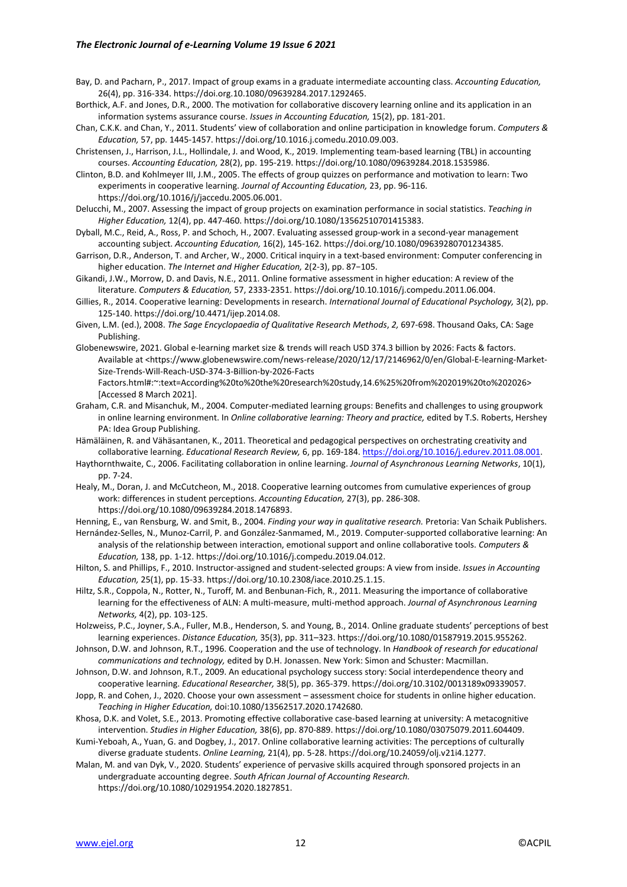Bay, D. and Pacharn, P., 2017. Impact of group exams in a graduate intermediate accounting class. *Accounting Education,* 26(4), pp. 316-334. https://doi.org/10.1080/09639284.2017.1292465.

Borthick, A.F. and Jones, D.R., 2000. The motivation for collaborative discovery learning online and its application in an information systems assurance course. *Issues in Accounting Education,* 15(2), pp. 181-201.

Chan, C.K.K. and Chan, Y., 2011. Students' view of collaboration and online participation in knowledge forum. *Computers & Education,* 57, pp. 1445-1457. https://doi.org/10.1016.j.comedu.2010.09.003.

Christensen, J., Harrison, J.L., Hollindale, J. and Wood, K., 2019. Implementing team-based learning (TBL) in accounting courses. *Accounting Education,* 28(2), pp. 195-219. https://doi.org/10.1080/09639284.2018.1535986.

Clinton, B.D. and Kohlmeyer III, J.M., 2005. The effects of group quizzes on performance and motivation to learn: Two experiments in cooperative learning. *Journal of Accounting Education,* 23, pp. 96-116. https://doi.org/10.1016/j/jaccedu.2005.06.001.

Delucchi, M., 2007. Assessing the impact of group projects on examination performance in social statistics. *Teaching in Higher Education,* 12(4), pp. 447-460. https://doi.org/10.1080/13562510701415383.

Dyball, M.C., Reid, A., Ross, P. and Schoch, H., 2007. Evaluating assessed group-work in a second-year management accounting subject. *Accounting Education,* 16(2), 145-162. https://doi.org/10.1080/09639280701234385.

Garrison, D.R., Anderson, T. and Archer, W., 2000. Critical inquiry in a text-based environment: Computer conferencing in higher education. *The Internet and Higher Education,* 2(2-3), pp. 87−105.

Gikandi, J.W., Morrow, D. and Davis, N.E., 2011. Online formative assessment in higher education: A review of the literature. *Computers & Education,* 57, 2333-2351. https://doi.org/10.10.1016/j.compedu.2011.06.004.

Gillies, R., 2014. Cooperative learning: Developments in research. *International Journal of Educational Psychology,* 3(2), pp. 125-140. https://doi.org/10.4471/ijep.2014.08.

Given, L.M. (ed.), 2008. *The Sage Encyclopaedia of Qualitative Research Methods*, *2,* 697-698. Thousand Oaks, CA: Sage Publishing.

Globenewswire, 2021. Global e-learning market size & trends will reach USD 374.3 billion by 2026: Facts & factors. Available at <https://www.globenewswire.com/news-release/2020/12/17/2146962/0/en/Global-E-learning-Market-Size-Trends-Will-Reach-USD-374-3-Billion-by-2026-Facts Factors.html#:~:text=According%20to%20the%20research%20study,14.6%25%20from%202019%20to%202026> [Accessed 8 March 2021].

Graham, C.R. and Misanchuk, M., 2004. Computer-mediated learning groups: Benefits and challenges to using groupwork in online learning environment. In *Online collaborative learning: Theory and practice,* edited by T.S. Roberts, Hershey PA: Idea Group Publishing.

Hämäläinen, R. and Vähäsantanen, K., 2011. Theoretical and pedagogical perspectives on orchestrating creativity and collaborative learning. *Educational Research Review,* 6, pp. 169-184. https://doi.org/10.1016/j.edurev.2011.08.001.

Haythornthwaite, C., 2006. Facilitating collaboration in online learning. *Journal of Asynchronous Learning Networks*, 10(1), pp. 7-24.

Healy, M., Doran, J. and McCutcheon, M., 2018. Cooperative learning outcomes from cumulative experiences of group work: differences in student perceptions. *Accounting Education,* 27(3), pp. 286-308. https://doi.org/10.1080/09639284.2018.1476893.

Henning, E., van Rensburg, W. and Smit, B., 2004. *Finding your way in qualitative research.* Pretoria: Van Schaik Publishers.

Hernández-Selles, N., Munoz-Carril, P. and González-Sanmamed, M., 2019. Computer-supported collaborative learning: An analysis of the relationship between interaction, emotional support and online collaborative tools. *Computers & Education,* 138, pp. 1-12. https://doi.org/10.1016/j.compedu.2019.04.012.

Hilton, S. and Phillips, F., 2010. Instructor-assigned and student-selected groups: A view from inside. *Issues in Accounting Education,* 25(1), pp. 15-33. https://doi.org/10.10.2308/iace.2010.25.1.15.

Hiltz, S.R., Coppola, N., Rotter, N., Turoff, M. and Benbunan-Fich, R., 2011. Measuring the importance of collaborative learning for the effectiveness of ALN: A multi-measure, multi-method approach. *Journal of Asynchronous Learning Networks,* 4(2), pp. 103-125.

Holzweiss, P.C., Joyner, S.A., Fuller, M.B., Henderson, S. and Young, B., 2014. Online graduate students' perceptions of best learning experiences. *Distance Education,* 35(3), pp. 311–323. https://doi.org/10.1080/01587919.2015.955262.

Johnson, D.W. and Johnson, R.T., 1996. Cooperation and the use of technology. In *Handbook of research for educational communications and technology,* edited by D.H. Jonassen. New York: Simon and Schuster: Macmillan.

Johnson, D.W. and Johnson, R.T., 2009. An educational psychology success story: Social interdependence theory and cooperative learning. *Educational Researcher,* 38(5), pp. 365-379. https://doi.org/10.3102/0013189x09339057.

Jopp, R. and Cohen, J., 2020. Choose your own assessment – assessment choice for students in online higher education. *Teaching in Higher Education,* doi:10.1080/13562517.2020.1742680.

Khosa, D.K. and Volet, S.E., 2013. Promoting effective collaborative case-based learning at university: A metacognitive intervention. *Studies in Higher Education,* 38(6), pp. 870-889. https://doi.org/10.1080/03075079.2011.604409.

Kumi-Yeboah, A., Yuan, G. and Dogbey, J., 2017. Online collaborative learning activities: The perceptions of culturally diverse graduate students. *Online Learning,* 21(4), pp. 5-28. https://doi.org/10.24059/olj.v21i4.1277.

Malan, M. and van Dyk, V., 2020. Students' experience of pervasive skills acquired through sponsored projects in an undergraduate accounting degree. *South African Journal of Accounting Research.* https://doi.org/10.1080/10291954.2020.1827851.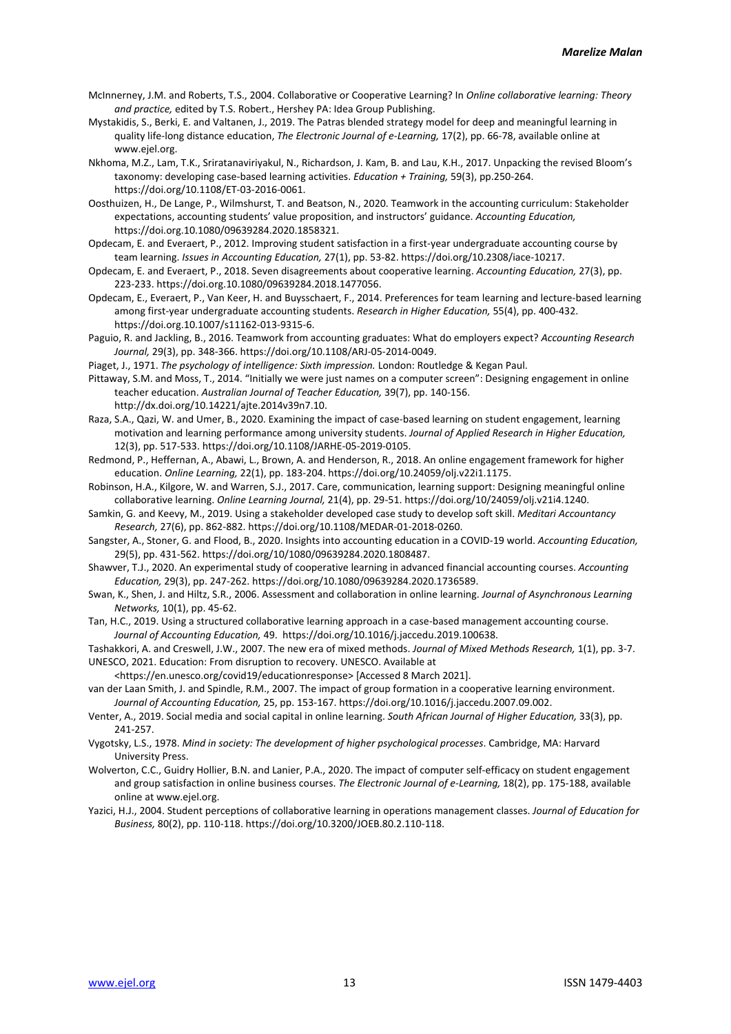McInnerney, J.M. and Roberts, T.S., 2004. Collaborative or Cooperative Learning? In *Online collaborative learning: Theory and practice,* edited by T.S. Robert., Hershey PA: Idea Group Publishing.

Mystakidis, S., Berki, E. and Valtanen, J., 2019. The Patras blended strategy model for deep and meaningful learning in quality life-long distance education, *The Electronic Journal of e-Learning,* 17(2), pp. 66-78, available online at www.ejel.org.

Nkhoma, M.Z., Lam, T.K., Sriratanaviriyakul, N., Richardson, J. Kam, B. and Lau, K.H., 2017. Unpacking the revised Bloom's taxonomy: developing case-based learning activities. *Education + Training,* 59(3), pp.250-264. https://doi.org/10.1108/ET-03-2016-0061.

Oosthuizen, H., De Lange, P., Wilmshurst, T. and Beatson, N., 2020. Teamwork in the accounting curriculum: Stakeholder expectations, accounting students' value proposition, and instructors' guidance. *Accounting Education,* https://doi.org.10.1080/09639284.2020.1858321.

Opdecam, E. and Everaert, P., 2012. Improving student satisfaction in a first-year undergraduate accounting course by team learning. *Issues in Accounting Education,* 27(1), pp. 53-82. https://doi.org/10.2308/iace-10217.

Opdecam, E. and Everaert, P., 2018. Seven disagreements about cooperative learning. *Accounting Education,* 27(3), pp. 223-233. https://doi.org.10.1080/09639284.2018.1477056.

Opdecam, E., Everaert, P., Van Keer, H. and Buysschaert, F., 2014. Preferences for team learning and lecture-based learning among first-year undergraduate accounting students. *Research in Higher Education,* 55(4), pp. 400-432. https://doi.org.10.1007/s11162-013-9315-6.

Paguio, R. and Jackling, B., 2016. Teamwork from accounting graduates: What do employers expect? *Accounting Research Journal,* 29(3), pp. 348-366. https://doi.org/10.1108/ARJ-05-2014-0049.

Piaget, J., 1971. *The psychology of intelligence: Sixth impression.* London: Routledge & Kegan Paul.

Pittaway, S.M. and Moss, T., 2014. "Initially we were just names on a computer screen": Designing engagement in online teacher education. *Australian Journal of Teacher Education,* 39(7), pp. 140-156. http://dx.doi.org/10.14221/ajte.2014v39n7.10.

Raza, S.A., Qazi, W. and Umer, B., 2020. Examining the impact of case-based learning on student engagement, learning motivation and learning performance among university students. *Journal of Applied Research in Higher Education,* 12(3), pp. 517-533. https://doi.org/10.1108/JARHE-05-2019-0105.

Redmond, P., Heffernan, A., Abawi, L., Brown, A. and Henderson, R., 2018. An online engagement framework for higher education. *Online Learning,* 22(1), pp. 183-204. https://doi.org/10.24059/olj.v22i1.1175.

Robinson, H.A., Kilgore, W. and Warren, S.J., 2017. Care, communication, learning support: Designing meaningful online collaborative learning. *Online Learning Journal,* 21(4), pp. 29-51. https://doi.org/10/24059/olj.v21i4.1240.

Samkin, G. and Keevy, M., 2019. Using a stakeholder developed case study to develop soft skill. *Meditari Accountancy Research,* 27(6), pp. 862-882. https://doi.org/10.1108/MEDAR-01-2018-0260.

Sangster, A., Stoner, G. and Flood, B., 2020. Insights into accounting education in a COVID-19 world. *Accounting Education,* 29(5), pp. 431-562. https://doi.org/10/1080/09639284.2020.1808487.

Shawver, T.J., 2020. An experimental study of cooperative learning in advanced financial accounting courses. *Accounting Education,* 29(3), pp. 247-262. https://doi.org/10.1080/09639284.2020.1736589.

Swan, K., Shen, J. and Hiltz, S.R., 2006. Assessment and collaboration in online learning. *Journal of Asynchronous Learning Networks,* 10(1), pp. 45-62.

Tan, H.C., 2019. Using a structured collaborative learning approach in a case-based management accounting course. *Journal of Accounting Education,* 49. https://doi.org/10.1016/j.jaccedu.2019.100638.

Tashakkori, A. and Creswell, J.W., 2007. The new era of mixed methods. *Journal of Mixed Methods Research,* 1(1), pp. 3-7.

UNESCO, 2021. Education: From disruption to recovery. UNESCO. Available at <https://en.unesco.org/covid19/educationresponse> [Accessed 8 March 2021].

van der Laan Smith, J. and Spindle, R.M., 2007. The impact of group formation in a cooperative learning environment. *Journal of Accounting Education,* 25, pp. 153-167. https://doi.org/10.1016/j.jaccedu.2007.09.002.

Venter, A., 2019. Social media and social capital in online learning. *South African Journal of Higher Education,* 33(3), pp. 241-257.

Vygotsky, L.S., 1978. *Mind in society: The development of higher psychological processes*. Cambridge, MA: Harvard University Press.

Wolverton, C.C., Guidry Hollier, B.N. and Lanier, P.A., 2020. The impact of computer self-efficacy on student engagement and group satisfaction in online business courses. *The Electronic Journal of e-Learning,* 18(2), pp. 175-188, available online at www.ejel.org.

Yazici, H.J., 2004. Student perceptions of collaborative learning in operations management classes. *Journal of Education for Business,* 80(2), pp. 110-118. https://doi.org/10.3200/JOEB.80.2.110-118.